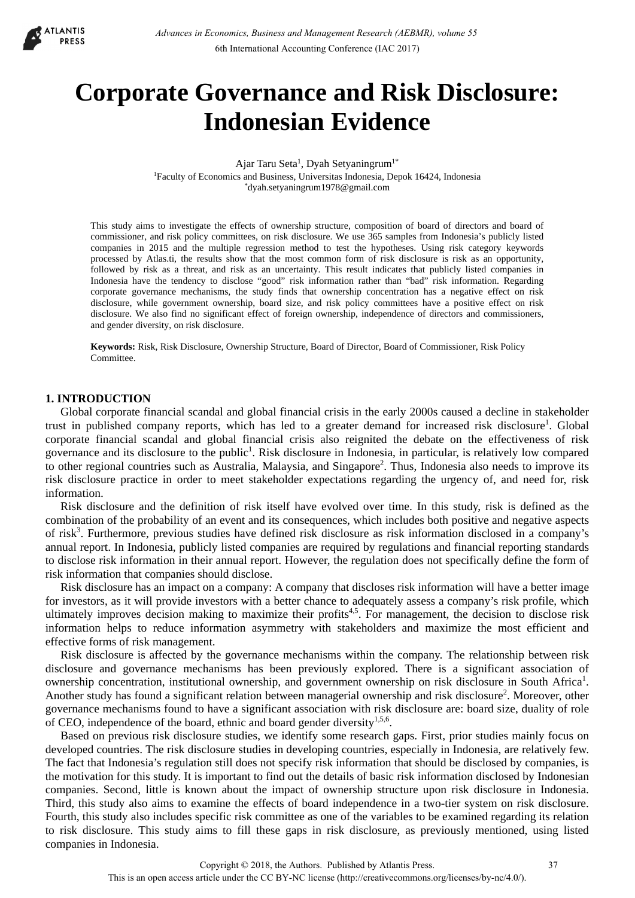# Corporate Governance and Risk Disclosure: Indonesian Evidence

Ajar Taru Seta[1], Dyah Setyaningrum[1*]

[1]Faculty of Economics and Business, Universitas Indonesia, Depok 16424, Indonesia

[*]dyah.setyaningrum1978@gmail.com

This study aims to investigate the effects of ownership structure, composition of board of directors and board of commissioner, and risk policy committees, on risk disclosure. We use 365 samples from Indonesia's publicly listed companies in 2015 and the multiple regression method to test the hypotheses. Using risk category keywords processed by Atlas.ti, the results show that the most common form of risk disclosure is risk as an opportunity, followed by risk as a threat, and risk as an uncertainty. This result indicates that publicly listed companies in Indonesia have the tendency to disclose "good" risk information rather than "bad" risk information. Regarding corporate governance mechanisms, the study finds that ownership concentration has a negative effect on risk disclosure, while government ownership, board size, and risk policy committees have a positive effect on risk disclosure. We also find no significant effect of foreign ownership, independence of directors and commissioners, and gender diversity, on risk disclosure.

**Keywords:** Risk, Risk Disclosure, Ownership Structure, Board of Director, Board of Commissioner, Risk Policy Committee.

## 1. INTRODUCTION

Global corporate financial scandal and global financial crisis in the early 2000s caused a decline in stakeholder trust in published company reports, which has led to a greater demand for increased risk disclosure[1]. Global corporate financial scandal and global financial crisis also reignited the debate on the effectiveness of risk governance and its disclosure to the public[1]. Risk disclosure in Indonesia, in particular, is relatively low compared to other regional countries such as Australia, Malaysia, and Singapore[2]. Thus, Indonesia also needs to improve its risk disclosure practice in order to meet stakeholder expectations regarding the urgency of, and need for, risk information.

Risk disclosure and the definition of risk itself have evolved over time. In this study, risk is defined as the combination of the probability of an event and its consequences, which includes both positive and negative aspects of risk[3]. Furthermore, previous studies have defined risk disclosure as risk information disclosed in a company's annual report. In Indonesia, publicly listed companies are required by regulations and financial reporting standards to disclose risk information in their annual report. However, the regulation does not specifically define the form of risk information that companies should disclose.

Risk disclosure has an impact on a company: A company that discloses risk information will have a better image for investors, as it will provide investors with a better chance to adequately assess a company's risk profile, which ultimately improves decision making to maximize their profits[4,5]. For management, the decision to disclose risk information helps to reduce information asymmetry with stakeholders and maximize the most efficient and effective forms of risk management.

Risk disclosure is affected by the governance mechanisms within the company. The relationship between risk disclosure and governance mechanisms has been previously explored. There is a significant association of ownership concentration, institutional ownership, and government ownership on risk disclosure in South Africa[1]. Another study has found a significant relation between managerial ownership and risk disclosure[2]. Moreover, other governance mechanisms found to have a significant association with risk disclosure are: board size, duality of role of CEO, independence of the board, ethnic and board gender diversity[1,5,6].

Based on previous risk disclosure studies, we identify some research gaps. First, prior studies mainly focus on developed countries. The risk disclosure studies in developing countries, especially in Indonesia, are relatively few. The fact that Indonesia's regulation still does not specify risk information that should be disclosed by companies, is the motivation for this study. It is important to find out the details of basic risk information disclosed by Indonesian companies. Second, little is known about the impact of ownership structure upon risk disclosure in Indonesia. Third, this study also aims to examine the effects of board independence in a two-tier system on risk disclosure. Fourth, this study also includes specific risk committee as one of the variables to be examined regarding its relation to risk disclosure. This study aims to fill these gaps in risk disclosure, as previously mentioned, using listed companies in Indonesia.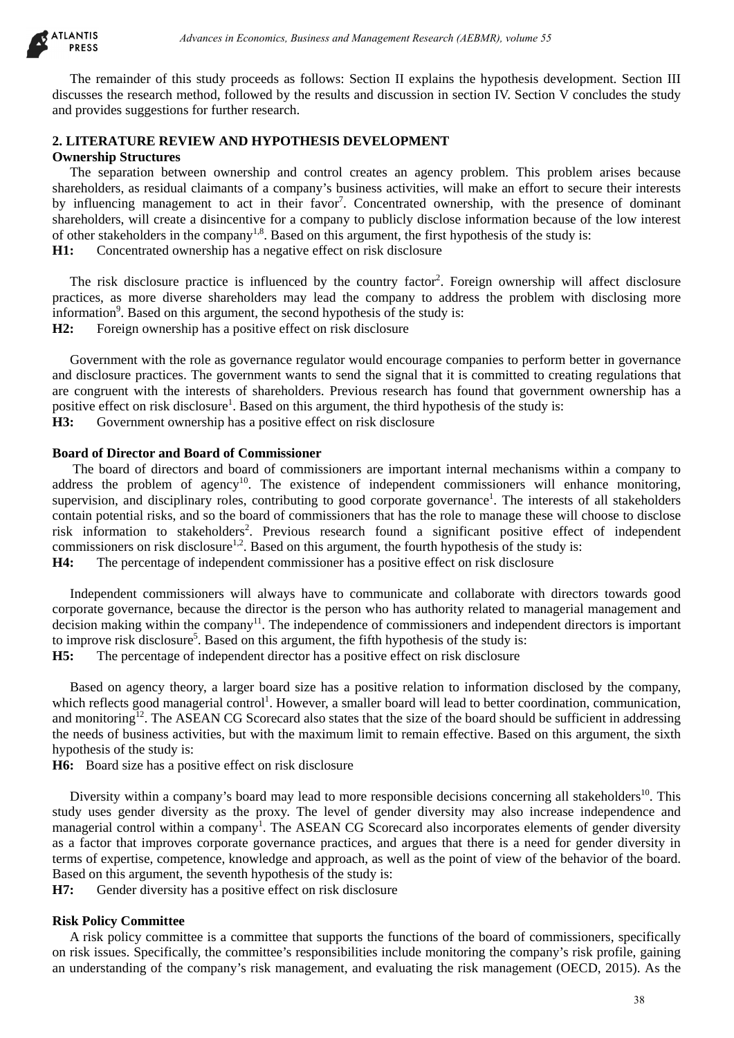The remainder of this study proceeds as follows: Section II explains the hypothesis development. Section III discusses the research method, followed by the results and discussion in section IV. Section V concludes the study and provides suggestions for further research.

## 2. LITERATURE REVIEW AND HYPOTHESIS DEVELOPMENT

### Ownership Structures

The separation between ownership and control creates an agency problem. This problem arises because shareholders, as residual claimants of a company's business activities, will make an effort to secure their interests by influencing management to act in their favor[7]. Concentrated ownership, with the presence of dominant shareholders, will create a disincentive for a company to publicly disclose information because of the low interest of other stakeholders in the company[1,8]. Based on this argument, the first hypothesis of the study is:

**H1:** Concentrated ownership has a negative effect on risk disclosure

The risk disclosure practice is influenced by the country factor[2]. Foreign ownership will affect disclosure practices, as more diverse shareholders may lead the company to address the problem with disclosing more information[9]. Based on this argument, the second hypothesis of the study is:

**H2:** Foreign ownership has a positive effect on risk disclosure

Government with the role as governance regulator would encourage companies to perform better in governance and disclosure practices. The government wants to send the signal that it is committed to creating regulations that are congruent with the interests of shareholders. Previous research has found that government ownership has a positive effect on risk disclosure[1]. Based on this argument, the third hypothesis of the study is:

**H3:** Government ownership has a positive effect on risk disclosure

### Board of Director and Board of Commissioner

The board of directors and board of commissioners are important internal mechanisms within a company to address the problem of agency[10]. The existence of independent commissioners will enhance monitoring, supervision, and disciplinary roles, contributing to good corporate governance[1]. The interests of all stakeholders contain potential risks, and so the board of commissioners that has the role to manage these will choose to disclose risk information to stakeholders[2]. Previous research found a significant positive effect of independent commissioners on risk disclosure[1,2]. Based on this argument, the fourth hypothesis of the study is:

**H4:** The percentage of independent commissioner has a positive effect on risk disclosure

Independent commissioners will always have to communicate and collaborate with directors towards good corporate governance, because the director is the person who has authority related to managerial management and decision making within the company[11]. The independence of commissioners and independent directors is important to improve risk disclosure[5]. Based on this argument, the fifth hypothesis of the study is:

**H5:** The percentage of independent director has a positive effect on risk disclosure

Based on agency theory, a larger board size has a positive relation to information disclosed by the company, which reflects good managerial control[1]. However, a smaller board will lead to better coordination, communication, and monitoring[12]. The ASEAN CG Scorecard also states that the size of the board should be sufficient in addressing the needs of business activities, but with the maximum limit to remain effective. Based on this argument, the sixth hypothesis of the study is:

**H6:** Board size has a positive effect on risk disclosure

Diversity within a company's board may lead to more responsible decisions concerning all stakeholders[10]. This study uses gender diversity as the proxy. The level of gender diversity may also increase independence and managerial control within a company[1]. The ASEAN CG Scorecard also incorporates elements of gender diversity as a factor that improves corporate governance practices, and argues that there is a need for gender diversity in terms of expertise, competence, knowledge and approach, as well as the point of view of the behavior of the board. Based on this argument, the seventh hypothesis of the study is:

**H7:** Gender diversity has a positive effect on risk disclosure

### Risk Policy Committee

A risk policy committee is a committee that supports the functions of the board of commissioners, specifically on risk issues. Specifically, the committee's responsibilities include monitoring the company's risk profile, gaining an understanding of the company's risk management, and evaluating the risk management (OECD, 2015). As the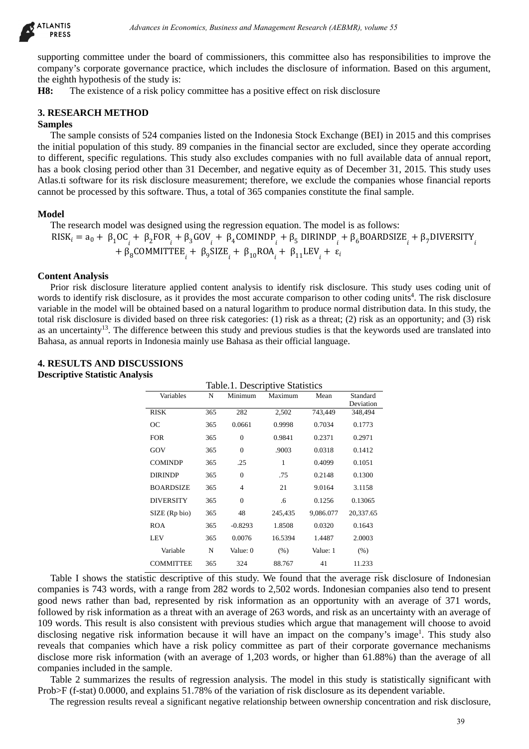supporting committee under the board of commissioners, this committee also has responsibilities to improve the company's corporate governance practice, which includes the disclosure of information. Based on this argument, the eighth hypothesis of the study is:

**H8:** The existence of a risk policy committee has a positive effect on risk disclosure

## 3. RESEARCH METHOD

### Samples

The sample consists of 524 companies listed on the Indonesia Stock Exchange (BEI) in 2015 and this comprises the initial population of this study. 89 companies in the financial sector are excluded, since they operate according to different, specific regulations. This study also excludes companies with no full available data of annual report, has a book closing period other than 31 December, and negative equity as of December 31, 2015. This study uses Atlas.ti software for its risk disclosure measurement; therefore, we exclude the companies whose financial reports cannot be processed by this software. Thus, a total of 365 companies constitute the final sample.

### Model

The research model was designed using the regression equation. The model is as follows:

$$\mathrm{RISK}_i = \mathrm{a}_0 + \beta_1\mathrm{OC}_i + \beta_2\mathrm{FOR}_i + \beta_3\mathrm{GOV}_i + \beta_4\mathrm{COMINDP}_i + \beta_5\,\mathrm{DIRINDP}_i + \beta_6\mathrm{BOARDSIZE}_i + \beta_7\mathrm{DIVERSITY}_i + \beta_8\mathrm{COMMITTEE}_i + \beta_9\mathrm{SIZE}_i + \beta_{10}\mathrm{ROA}_i + \beta_{11}\mathrm{LEV}_i + \varepsilon_i$$

### Content Analysis

Prior risk disclosure literature applied content analysis to identify risk disclosure. This study uses coding unit of words to identify risk disclosure, as it provides the most accurate comparison to other coding units[4]. The risk disclosure variable in the model will be obtained based on a natural logarithm to produce normal distribution data. In this study, the total risk disclosure is divided based on three risk categories: (1) risk as a threat; (2) risk as an opportunity; and (3) risk as an uncertainty[13]. The difference between this study and previous studies is that the keywords used are translated into Bahasa, as annual reports in Indonesia mainly use Bahasa as their official language.

## 4. RESULTS AND DISCUSSIONS

### Descriptive Statistic Analysis

Table.1. Descriptive Statistics

| Variables | N | Minimum | Maximum | Mean | Standard Deviation |
|---|---|---|---|---|---|
| RISK | 365 | 282 | 2,502 | 743,449 | 348,494 |
| OC | 365 | 0.0661 | 0.9998 | 0.7034 | 0.1773 |
| FOR | 365 | 0 | 0.9841 | 0.2371 | 0.2971 |
| GOV | 365 | 0 | .9003 | 0.0318 | 0.1412 |
| COMINDP | 365 | .25 | 1 | 0.4099 | 0.1051 |
| DIRINDP | 365 | 0 | .75 | 0.2148 | 0.1300 |
| BOARDSIZE | 365 | 4 | 21 | 9.0164 | 3.1158 |
| DIVERSITY | 365 | 0 | .6 | 0.1256 | 0.13065 |
| SIZE (Rp bio) | 365 | 48 | 245,435 | 9,086.077 | 20,337.65 |
| ROA | 365 | -0.8293 | 1.8508 | 0.0320 | 0.1643 |
| LEV | 365 | 0.0076 | 16.5394 | 1.4487 | 2.0003 |
| Variable | N | Value: 0 | (%) | Value: 1 | (%) |
| COMMITTEE | 365 | 324 | 88.767 | 41 | 11.233 |

Table I shows the statistic descriptive of this study. We found that the average risk disclosure of Indonesian companies is 743 words, with a range from 282 words to 2,502 words. Indonesian companies also tend to present good news rather than bad, represented by risk information as an opportunity with an average of 371 words, followed by risk information as a threat with an average of 263 words, and risk as an uncertainty with an average of 109 words. This result is also consistent with previous studies which argue that management will choose to avoid disclosing negative risk information because it will have an impact on the company's image[1]. This study also reveals that companies which have a risk policy committee as part of their corporate governance mechanisms disclose more risk information (with an average of 1,203 words, or higher than 61.88%) than the average of all companies included in the sample.

Table 2 summarizes the results of regression analysis. The model in this study is statistically significant with Prob>F (f-stat) 0.0000, and explains 51.78% of the variation of risk disclosure as its dependent variable.

The regression results reveal a significant negative relationship between ownership concentration and risk disclosure,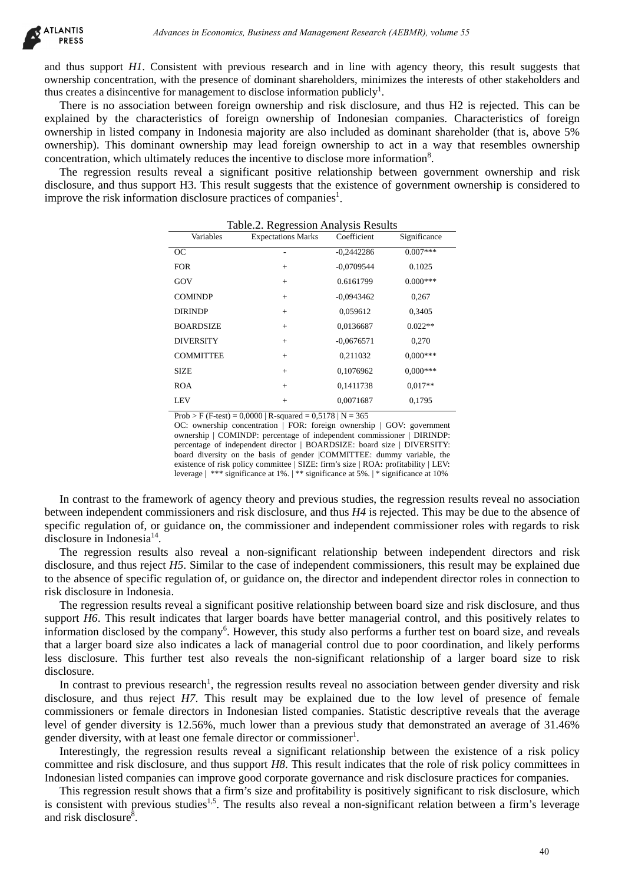and thus support *H1*. Consistent with previous research and in line with agency theory, this result suggests that ownership concentration, with the presence of dominant shareholders, minimizes the interests of other stakeholders and thus creates a disincentive for management to disclose information publicly[1].

There is no association between foreign ownership and risk disclosure, and thus H2 is rejected. This can be explained by the characteristics of foreign ownership of Indonesian companies. Characteristics of foreign ownership in listed company in Indonesia majority are also included as dominant shareholder (that is, above 5% ownership). This dominant ownership may lead foreign ownership to act in a way that resembles ownership concentration, which ultimately reduces the incentive to disclose more information[8].

The regression results reveal a significant positive relationship between government ownership and risk disclosure, and thus support H3. This result suggests that the existence of government ownership is considered to improve the risk information disclosure practices of companies[1].

Table.2. Regression Analysis Results

| Variables | Expectations Marks | Coefficient | Significance |
|---|---|---|---|
| OC | - | -0,2442286 | 0.007*** |
| FOR | + | -0,0709544 | 0.1025 |
| GOV | + | 0.6161799 | 0.000*** |
| COMINDP | + | -0,0943462 | 0,267 |
| DIRINDP | + | 0,059612 | 0,3405 |
| BOARDSIZE | + | 0,0136687 | 0.022** |
| DIVERSITY | + | -0,0676571 | 0,270 |
| COMMITTEE | + | 0,211032 | 0,000*** |
| SIZE | + | 0,1076962 | 0,000*** |
| ROA | + | 0,1411738 | 0,017** |
| LEV | + | 0,0071687 | 0,1795 |

Prob > F (F-test) = 0,0000 | R-squared = 0,5178 | N = 365

OC: ownership concentration | FOR: foreign ownership | GOV: government ownership | COMINDP: percentage of independent commissioner | DIRINDP: percentage of independent director | BOARDSIZE: board size | DIVERSITY: board diversity on the basis of gender |COMMITTEE: dummy variable, the existence of risk policy committee | SIZE: firm's size | ROA: profitability | LEV: leverage | *** significance at 1%. | ** significance at 5%. | * significance at 10%

In contrast to the framework of agency theory and previous studies, the regression results reveal no association between independent commissioners and risk disclosure, and thus *H4* is rejected. This may be due to the absence of specific regulation of, or guidance on, the commissioner and independent commissioner roles with regards to risk disclosure in Indonesia[14].

The regression results also reveal a non-significant relationship between independent directors and risk disclosure, and thus reject *H5*. Similar to the case of independent commissioners, this result may be explained due to the absence of specific regulation of, or guidance on, the director and independent director roles in connection to risk disclosure in Indonesia.

The regression results reveal a significant positive relationship between board size and risk disclosure, and thus support *H6*. This result indicates that larger boards have better managerial control, and this positively relates to information disclosed by the company[6]. However, this study also performs a further test on board size, and reveals that a larger board size also indicates a lack of managerial control due to poor coordination, and likely performs less disclosure. This further test also reveals the non-significant relationship of a larger board size to risk disclosure.

In contrast to previous research[1], the regression results reveal no association between gender diversity and risk disclosure, and thus reject *H7*. This result may be explained due to the low level of presence of female commissioners or female directors in Indonesian listed companies. Statistic descriptive reveals that the average level of gender diversity is 12.56%, much lower than a previous study that demonstrated an average of 31.46% gender diversity, with at least one female director or commissioner[1].

Interestingly, the regression results reveal a significant relationship between the existence of a risk policy committee and risk disclosure, and thus support *H8*. This result indicates that the role of risk policy committees in Indonesian listed companies can improve good corporate governance and risk disclosure practices for companies.

This regression result shows that a firm's size and profitability is positively significant to risk disclosure, which is consistent with previous studies[1,5]. The results also reveal a non-significant relation between a firm's leverage and risk disclosure[8].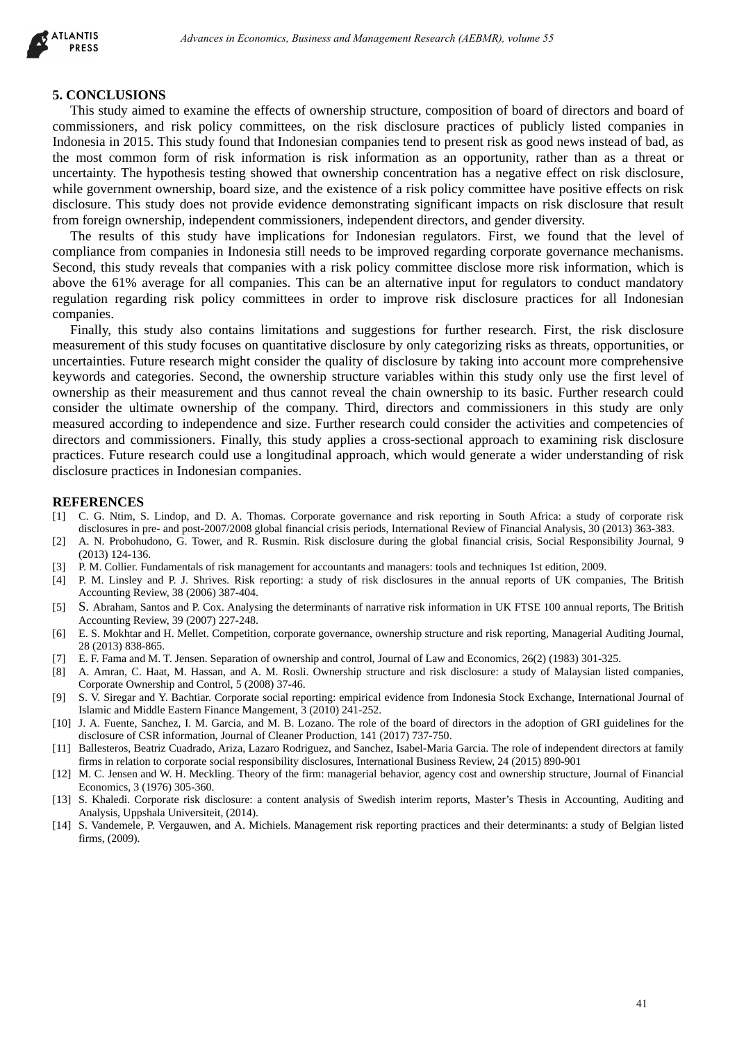## 5. CONCLUSIONS

This study aimed to examine the effects of ownership structure, composition of board of directors and board of commissioners, and risk policy committees, on the risk disclosure practices of publicly listed companies in Indonesia in 2015. This study found that Indonesian companies tend to present risk as good news instead of bad, as the most common form of risk information is risk information as an opportunity, rather than as a threat or uncertainty. The hypothesis testing showed that ownership concentration has a negative effect on risk disclosure, while government ownership, board size, and the existence of a risk policy committee have positive effects on risk disclosure. This study does not provide evidence demonstrating significant impacts on risk disclosure that result from foreign ownership, independent commissioners, independent directors, and gender diversity.

The results of this study have implications for Indonesian regulators. First, we found that the level of compliance from companies in Indonesia still needs to be improved regarding corporate governance mechanisms. Second, this study reveals that companies with a risk policy committee disclose more risk information, which is above the 61% average for all companies. This can be an alternative input for regulators to conduct mandatory regulation regarding risk policy committees in order to improve risk disclosure practices for all Indonesian companies.

Finally, this study also contains limitations and suggestions for further research. First, the risk disclosure measurement of this study focuses on quantitative disclosure by only categorizing risks as threats, opportunities, or uncertainties. Future research might consider the quality of disclosure by taking into account more comprehensive keywords and categories. Second, the ownership structure variables within this study only use the first level of ownership as their measurement and thus cannot reveal the chain ownership to its basic. Further research could consider the ultimate ownership of the company. Third, directors and commissioners in this study are only measured according to independence and size. Further research could consider the activities and competencies of directors and commissioners. Finally, this study applies a cross-sectional approach to examining risk disclosure practices. Future research could use a longitudinal approach, which would generate a wider understanding of risk disclosure practices in Indonesian companies.

## REFERENCES

[1] C. G. Ntim, S. Lindop, and D. A. Thomas. Corporate governance and risk reporting in South Africa: a study of corporate risk disclosures in pre- and post-2007/2008 global financial crisis periods, International Review of Financial Analysis, 30 (2013) 363-383.

[2] A. N. Probohudono, G. Tower, and R. Rusmin. Risk disclosure during the global financial crisis, Social Responsibility Journal, 9 (2013) 124-136.

[3] P. M. Collier. Fundamentals of risk management for accountants and managers: tools and techniques 1st edition, 2009.

[4] P. M. Linsley and P. J. Shrives. Risk reporting: a study of risk disclosures in the annual reports of UK companies, The British Accounting Review, 38 (2006) 387-404.

[5] S. Abraham, Santos and P. Cox. Analysing the determinants of narrative risk information in UK FTSE 100 annual reports, The British Accounting Review, 39 (2007) 227-248.

[6] E. S. Mokhtar and H. Mellet. Competition, corporate governance, ownership structure and risk reporting, Managerial Auditing Journal, 28 (2013) 838-865.

[7] E. F. Fama and M. T. Jensen. Separation of ownership and control, Journal of Law and Economics, 26(2) (1983) 301-325.

[8] A. Amran, C. Haat, M. Hassan, and A. M. Rosli. Ownership structure and risk disclosure: a study of Malaysian listed companies, Corporate Ownership and Control, 5 (2008) 37-46.

[9] S. V. Siregar and Y. Bachtiar. Corporate social reporting: empirical evidence from Indonesia Stock Exchange, International Journal of Islamic and Middle Eastern Finance Mangement, 3 (2010) 241-252.

[10] J. A. Fuente, Sanchez, I. M. Garcia, and M. B. Lozano. The role of the board of directors in the adoption of GRI guidelines for the disclosure of CSR information, Journal of Cleaner Production, 141 (2017) 737-750.

[11] Ballesteros, Beatriz Cuadrado, Ariza, Lazaro Rodriguez, and Sanchez, Isabel-Maria Garcia. The role of independent directors at family firms in relation to corporate social responsibility disclosures, International Business Review, 24 (2015) 890-901

[12] M. C. Jensen and W. H. Meckling. Theory of the firm: managerial behavior, agency cost and ownership structure, Journal of Financial Economics, 3 (1976) 305-360.

[13] S. Khaledi. Corporate risk disclosure: a content analysis of Swedish interim reports, Master's Thesis in Accounting, Auditing and Analysis, Uppshala Universiteit, (2014).

[14] S. Vandemele, P. Vergauwen, and A. Michiels. Management risk reporting practices and their determinants: a study of Belgian listed firms, (2009).